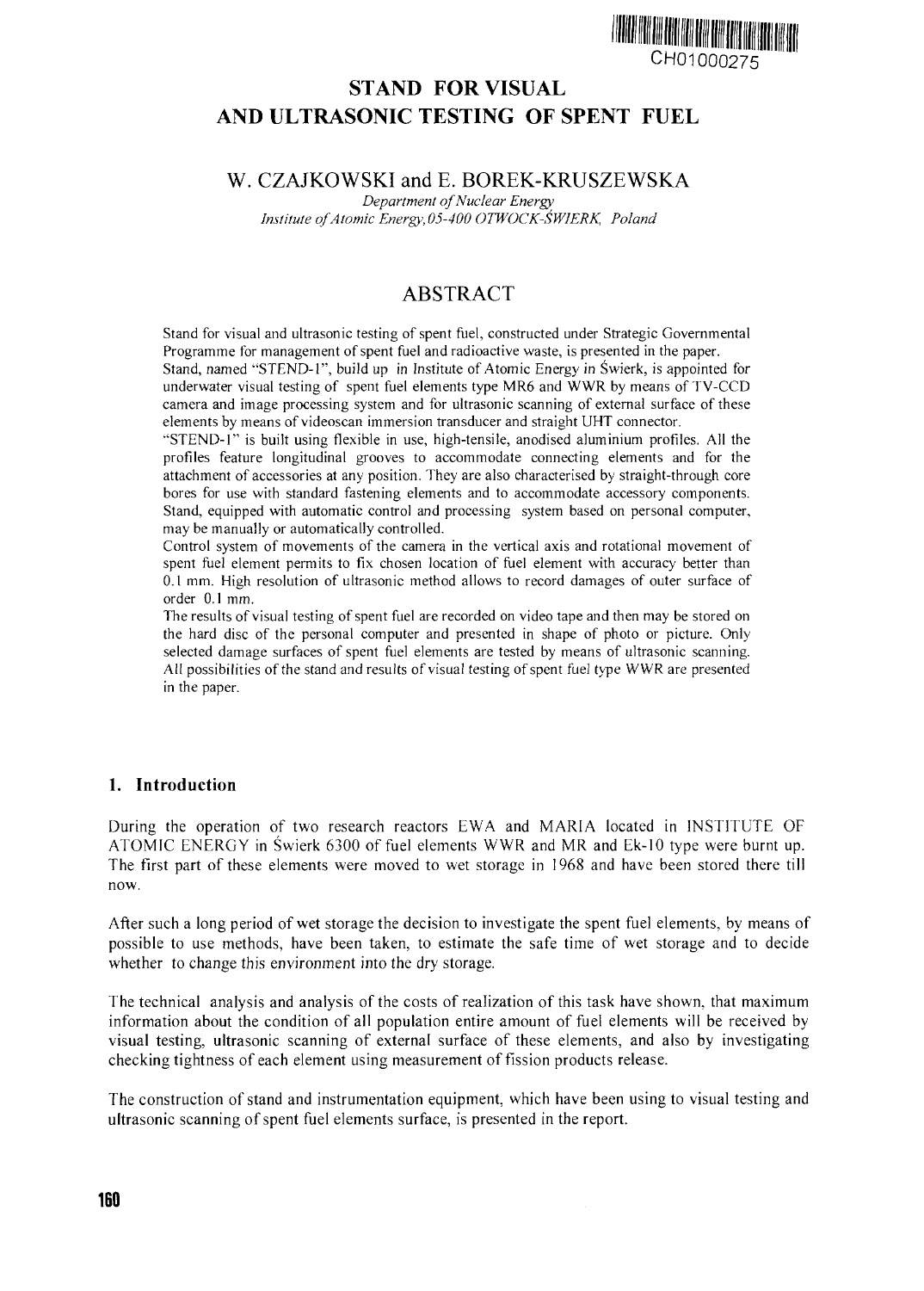# STAND FOR VISUAL AND ULTRASONIC TESTING OF SPENT FUEL

## W. CZAJKOWSKI and E. BOREK-KRUSZEWSKA

*Department of Nuclear Energy*
*Institute of Atomic Energy, 05-400 OTWOCK-ŚWIERK, Poland*

## ABSTRACT

Stand for visual and ultrasonic testing of spent fuel, constructed under Strategic Governmental Programme for management of spent fuel and radioactive waste, is presented in the paper.
Stand, named "STEND-1", build up in Institute of Atomic Energy in Świerk, is appointed for underwater visual testing of spent fuel elements type MR6 and WWR by means of TV-CCD camera and image processing system and for ultrasonic scanning of external surface of these elements by means of videoscan immersion transducer and straight UHT connector.
"STEND-1" is built using flexible in use, high-tensile, anodised aluminium profiles. All the profiles feature longitudinal grooves to accommodate connecting elements and for the attachment of accessories at any position. They are also characterised by straight-through core bores for use with standard fastening elements and to accommodate accessory components. Stand, equipped with automatic control and processing system based on personal computer, may be manually or automatically controlled.
Control system of movements of the camera in the vertical axis and rotational movement of spent fuel element permits to fix chosen location of fuel element with accuracy better than 0.1 mm. High resolution of ultrasonic method allows to record damages of outer surface of order 0.1 mm.
The results of visual testing of spent fuel are recorded on video tape and then may be stored on the hard disc of the personal computer and presented in shape of photo or picture. Only selected damage surfaces of spent fuel elements are tested by means of ultrasonic scanning. All possibilities of the stand and results of visual testing of spent fuel type WWR are presented in the paper.

## 1. Introduction

During the operation of two research reactors EWA and MARIA located in INSTITUTE OF ATOMIC ENERGY in Świerk 6300 of fuel elements WWR and MR and Ek-10 type were burnt up. The first part of these elements were moved to wet storage in 1968 and have been stored there till now.

After such a long period of wet storage the decision to investigate the spent fuel elements, by means of possible to use methods, have been taken, to estimate the safe time of wet storage and to decide whether to change this environment into the dry storage.

The technical analysis and analysis of the costs of realization of this task have shown, that maximum information about the condition of all population entire amount of fuel elements will be received by visual testing, ultrasonic scanning of external surface of these elements, and also by investigating checking tightness of each element using measurement of fission products release.

The construction of stand and instrumentation equipment, which have been using to visual testing and ultrasonic scanning of spent fuel elements surface, is presented in the report.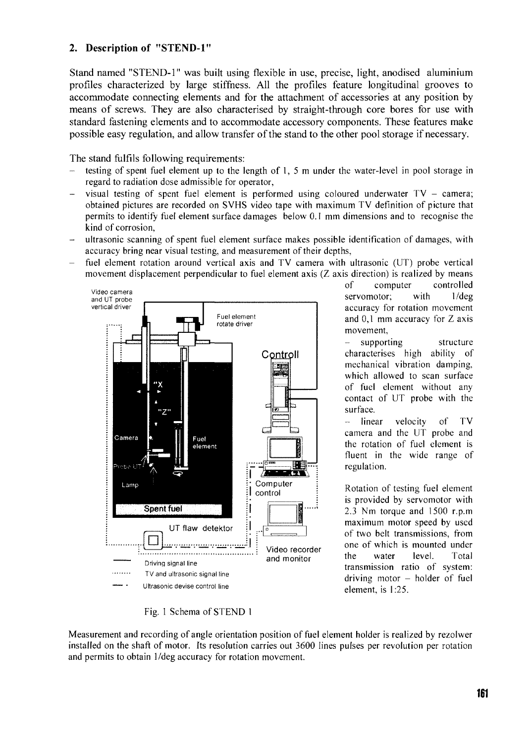## 2. Description of "STEND-1"

Stand named "STEND-1" was built using flexible in use, precise, light, anodised aluminium profiles characterized by large stiffness. All the profiles feature longitudinal grooves to accommodate connecting elements and for the attachment of accessories at any position by means of screws. They are also characterised by straight-through core bores for use with standard fastening elements and to accommodate accessory components. These features make possible easy regulation, and allow transfer of the stand to the other pool storage if necessary.

The stand fulfils following requirements:

- testing of spent fuel element up to the length of 1, 5 m under the water-level in pool storage in regard to radiation dose admissible for operator,
- visual testing of spent fuel element is performed using coloured underwater TV – camera; obtained pictures are recorded on SVHS video tape with maximum TV definition of picture that permits to identify fuel element surface damages below 0.1 mm dimensions and to recognise the kind of corrosion,
- ultrasonic scanning of spent fuel element surface makes possible identification of damages, with accuracy bring near visual testing, and measurement of their depths,
- fuel element rotation around vertical axis and TV camera with ultrasonic (UT) probe vertical movement displacement perpendicular to fuel element axis (Z axis direction) is realized by means of computer controlled servomotor; with 1/deg accuracy for rotation movement and 0,1 mm accuracy for Z axis movement,
- supporting structure characterises high ability of mechanical vibration damping, which allowed to scan surface of fuel element without any contact of UT probe with the surface.
- linear velocity of TV camera and the UT probe and the rotation of fuel element is fluent in the wide range of regulation.

Fig. 1 Schema of STEND 1

Rotation of testing fuel element is provided by servomotor with 2.3 Nm torque and 1500 r.p.m maximum motor speed by used of two belt transmissions, from one of which is mounted under the water level. Total transmission ratio of system: driving motor – holder of fuel element, is 1:25.

Measurement and recording of angle orientation position of fuel element holder is realized by rezolwer installed on the shaft of motor. Its resolution carries out 3600 lines pulses per revolution per rotation and permits to obtain 1/deg accuracy for rotation movement.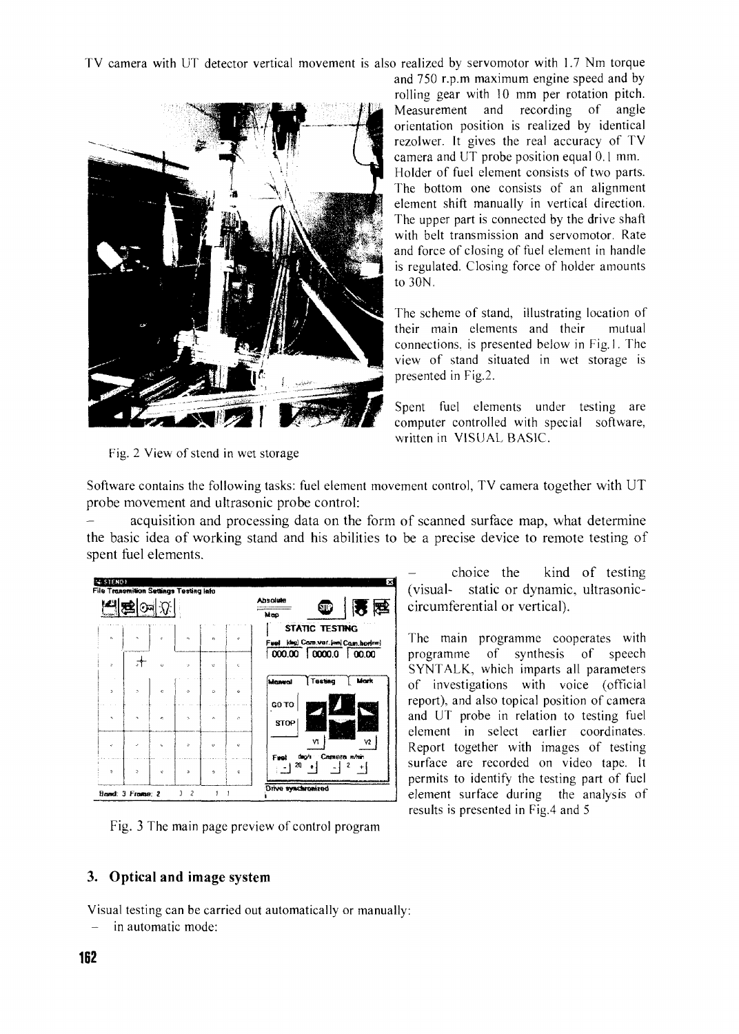TV camera with UT detector vertical movement is also realized by servomotor with 1.7 Nm torque and 750 r.p.m maximum engine speed and by rolling gear with 10 mm per rotation pitch. Measurement and recording of angle orientation position is realized by identical rezolwer. It gives the real accuracy of TV camera and UT probe position equal 0.1 mm. Holder of fuel element consists of two parts. The bottom one consists of an alignment element shift manually in vertical direction. The upper part is connected by the drive shaft with belt transmission and servomotor. Rate and force of closing of fuel element in handle is regulated. Closing force of holder amounts to 30N.

Fig. 2 View of stend in wet storage

The scheme of stand, illustrating location of their main elements and their mutual connections, is presented below in Fig.1. The view of stand situated in wet storage is presented in Fig.2.

Spent fuel elements under testing are computer controlled with special software, written in VISUAL BASIC.

Software contains the following tasks: fuel element movement control, TV camera together with UT probe movement and ultrasonic probe control:

- acquisition and processing data on the form of scanned surface map, what determine the basic idea of working stand and his abilities to be a precise device to remote testing of spent fuel elements.
- choice the kind of testing (visual- static or dynamic, ultrasonic- circumferential or vertical).

The main programme cooperates with programme of synthesis of speech SYNTALK, which imparts all parameters of investigations with voice (official report), and also topical position of camera and UT probe in relation to testing fuel element in select earlier coordinates. Report together with images of testing surface are recorded on video tape. It permits to identify the testing part of fuel element surface during the analysis of results is presented in Fig.4 and 5

Fig. 3 The main page preview of control program

## 3. Optical and image system

Visual testing can be carried out automatically or manually:

- in automatic mode: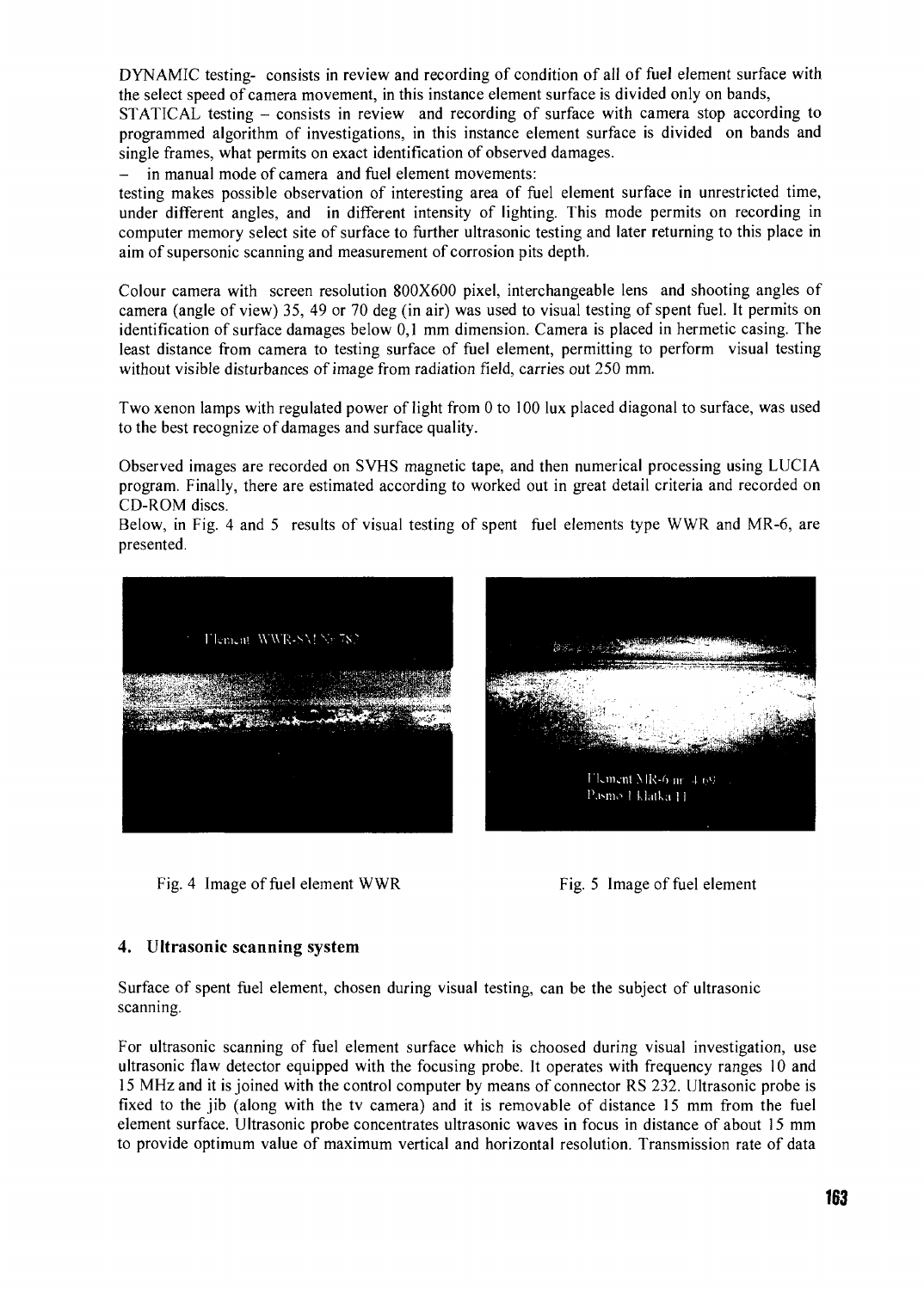DYNAMIC testing- consists in review and recording of condition of all of fuel element surface with the select speed of camera movement, in this instance element surface is divided only on bands,

STATICAL testing – consists in review and recording of surface with camera stop according to programmed algorithm of investigations, in this instance element surface is divided on bands and single frames, what permits on exact identification of observed damages.

– in manual mode of camera and fuel element movements:

testing makes possible observation of interesting area of fuel element surface in unrestricted time, under different angles, and in different intensity of lighting. This mode permits on recording in computer memory select site of surface to further ultrasonic testing and later returning to this place in aim of supersonic scanning and measurement of corrosion pits depth.

Colour camera with screen resolution 800X600 pixel, interchangeable lens and shooting angles of camera (angle of view) 35, 49 or 70 deg (in air) was used to visual testing of spent fuel. It permits on identification of surface damages below 0,1 mm dimension. Camera is placed in hermetic casing. The least distance from camera to testing surface of fuel element, permitting to perform visual testing without visible disturbances of image from radiation field, carries out 250 mm.

Two xenon lamps with regulated power of light from 0 to 100 lux placed diagonal to surface, was used to the best recognize of damages and surface quality.

Observed images are recorded on SVHS magnetic tape, and then numerical processing using LUCIA program. Finally, there are estimated according to worked out in great detail criteria and recorded on CD-ROM discs.

Below, in Fig. 4 and 5 results of visual testing of spent fuel elements type WWR and MR-6, are presented.

Fig. 4 Image of fuel element WWR

Fig. 5 Image of fuel element

## 4. Ultrasonic scanning system

Surface of spent fuel element, chosen during visual testing, can be the subject of ultrasonic scanning.

For ultrasonic scanning of fuel element surface which is choosed during visual investigation, use ultrasonic flaw detector equipped with the focusing probe. It operates with frequency ranges 10 and 15 MHz and it is joined with the control computer by means of connector RS 232. Ultrasonic probe is fixed to the jib (along with the tv camera) and it is removable of distance 15 mm from the fuel element surface. Ultrasonic probe concentrates ultrasonic waves in focus in distance of about 15 mm to provide optimum value of maximum vertical and horizontal resolution. Transmission rate of data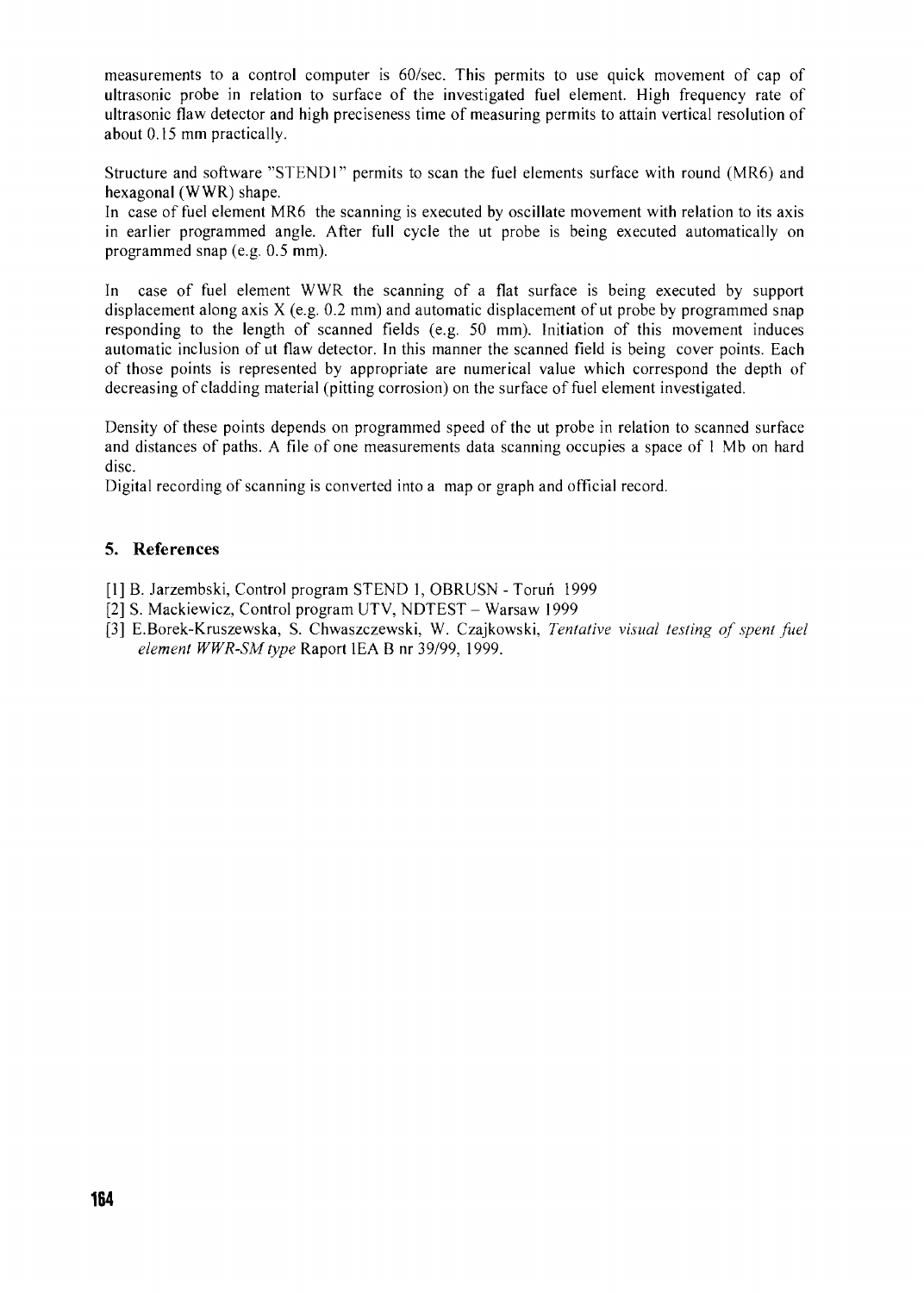measurements to a control computer is 60/sec. This permits to use quick movement of cap of ultrasonic probe in relation to surface of the investigated fuel element. High frequency rate of ultrasonic flaw detector and high preciseness time of measuring permits to attain vertical resolution of about 0.15 mm practically.

Structure and software "STEND1" permits to scan the fuel elements surface with round (MR6) and hexagonal (WWR) shape.

In case of fuel element MR6 the scanning is executed by oscillate movement with relation to its axis in earlier programmed angle. After full cycle the ut probe is being executed automatically on programmed snap (e.g. 0.5 mm).

In case of fuel element WWR the scanning of a flat surface is being executed by support displacement along axis X (e.g. 0.2 mm) and automatic displacement of ut probe by programmed snap responding to the length of scanned fields (e.g. 50 mm). Initiation of this movement induces automatic inclusion of ut flaw detector. In this manner the scanned field is being cover points. Each of those points is represented by appropriate are numerical value which correspond the depth of decreasing of cladding material (pitting corrosion) on the surface of fuel element investigated.

Density of these points depends on programmed speed of the ut probe in relation to scanned surface and distances of paths. A file of one measurements data scanning occupies a space of 1 Mb on hard disc.

Digital recording of scanning is converted into a map or graph and official record.

## 5. References

[1] B. Jarzembski, Control program STEND 1, OBRUSN - Toruń 1999

[2] S. Mackiewicz, Control program UTV, NDTEST – Warsaw 1999

[3] E.Borek-Kruszewska, S. Chwaszczewski, W. Czajkowski, *Tentative visual testing of spent fuel element WWR-SM type* Raport IEA B nr 39/99, 1999.